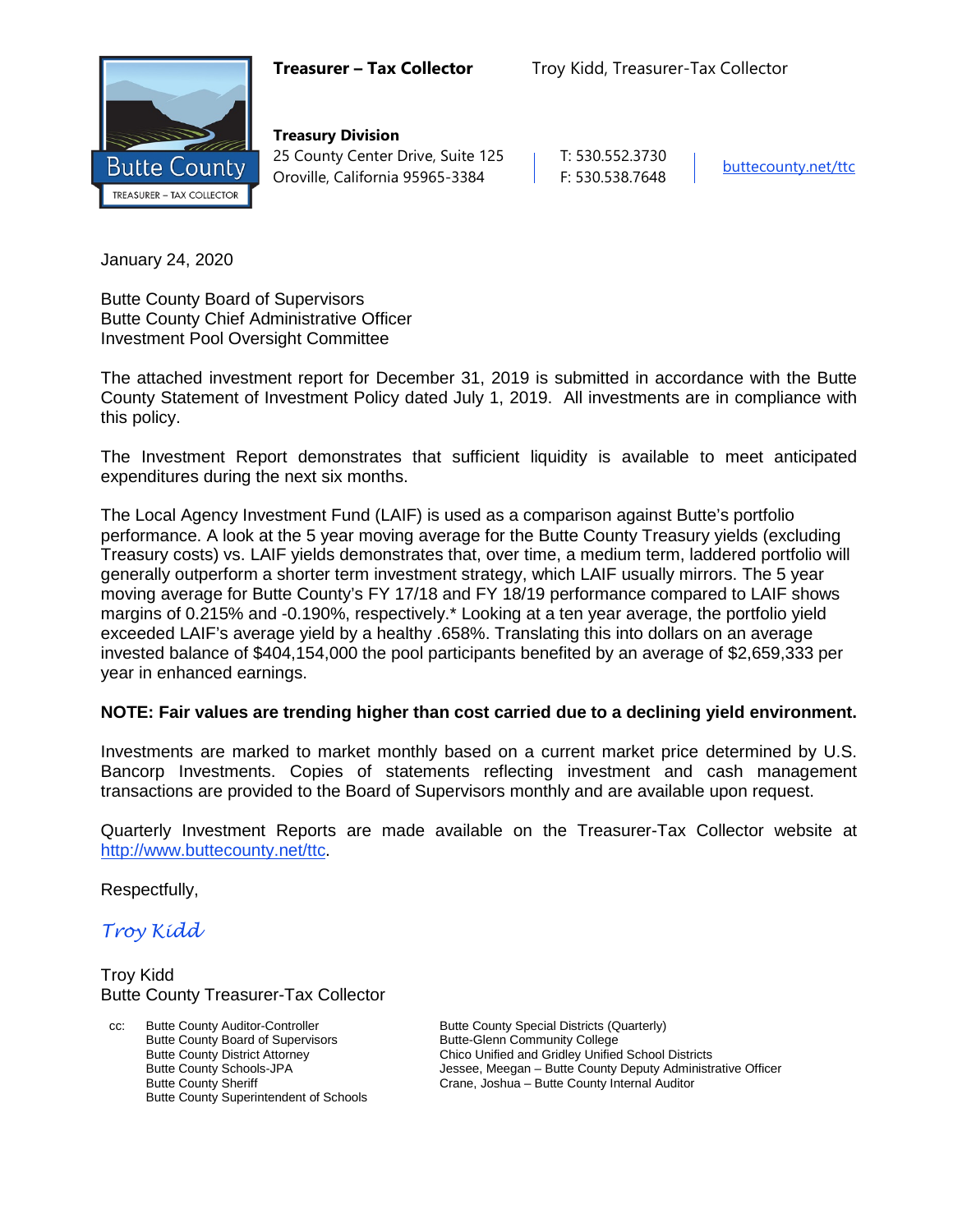**Treasurer – Tax Collector** Troy Kidd, Treasurer-Tax Collector

**Treasury Division**
25 County Center Drive, Suite 125
Oroville, California 95965-3384

T: 530.552.3730
F: 530.538.7648

buttecounty.net/ttc

January 24, 2020

Butte County Board of Supervisors
Butte County Chief Administrative Officer
Investment Pool Oversight Committee

The attached investment report for December 31, 2019 is submitted in accordance with the Butte County Statement of Investment Policy dated July 1, 2019. All investments are in compliance with this policy.

The Investment Report demonstrates that sufficient liquidity is available to meet anticipated expenditures during the next six months.

The Local Agency Investment Fund (LAIF) is used as a comparison against Butte's portfolio performance. A look at the 5 year moving average for the Butte County Treasury yields (excluding Treasury costs) vs. LAIF yields demonstrates that, over time, a medium term, laddered portfolio will generally outperform a shorter term investment strategy, which LAIF usually mirrors. The 5 year moving average for Butte County's FY 17/18 and FY 18/19 performance compared to LAIF shows margins of 0.215% and -0.190%, respectively.* Looking at a ten year average, the portfolio yield exceeded LAIF's average yield by a healthy .658%. Translating this into dollars on an average invested balance of $404,154,000 the pool participants benefited by an average of $2,659,333 per year in enhanced earnings.

**NOTE: Fair values are trending higher than cost carried due to a declining yield environment.**

Investments are marked to market monthly based on a current market price determined by U.S. Bancorp Investments. Copies of statements reflecting investment and cash management transactions are provided to the Board of Supervisors monthly and are available upon request.

Quarterly Investment Reports are made available on the Treasurer-Tax Collector website at http://www.buttecounty.net/ttc.

Respectfully,

*Troy Kidd*

Troy Kidd
Butte County Treasurer-Tax Collector

cc: Butte County Auditor-Controller
Butte County Board of Supervisors
Butte County District Attorney
Butte County Schools-JPA
Butte County Sheriff
Butte County Superintendent of Schools
Butte County Special Districts (Quarterly)
Butte-Glenn Community College
Chico Unified and Gridley Unified School Districts
Jessee, Meegan – Butte County Deputy Administrative Officer
Crane, Joshua – Butte County Internal Auditor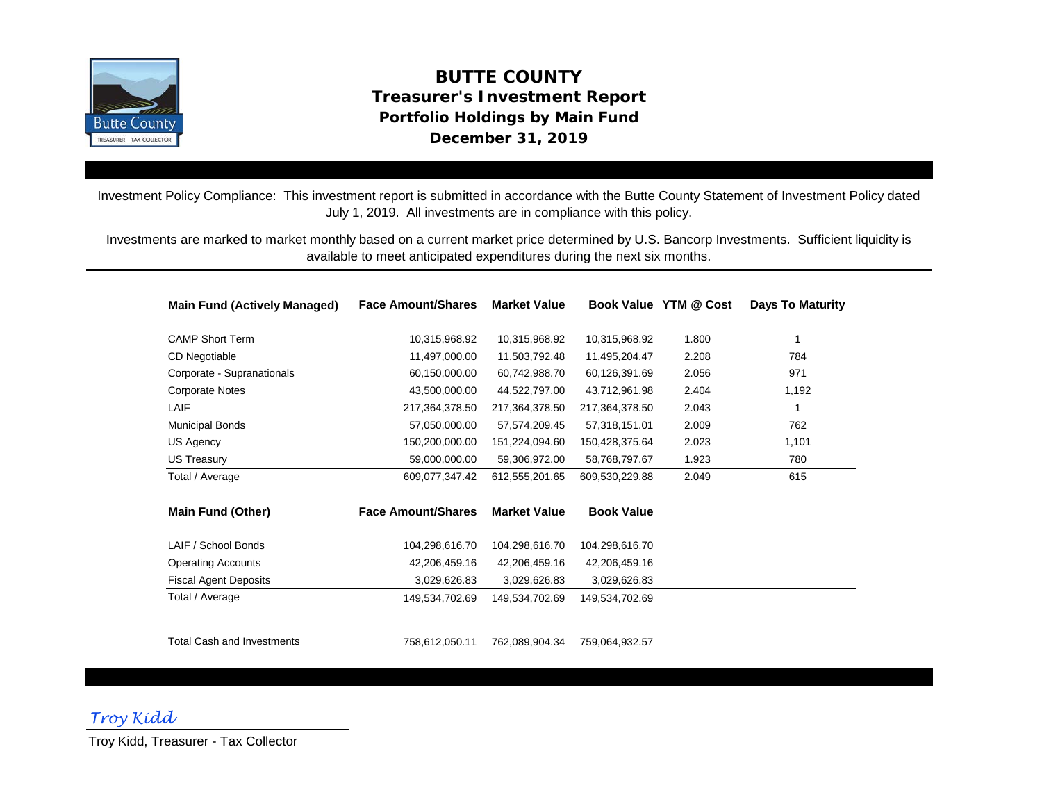# BUTTE COUNTY

## Treasurer's Investment Report

## Portfolio Holdings by Main Fund

## December 31, 2019

Investment Policy Compliance: This investment report is submitted in accordance with the Butte County Statement of Investment Policy dated July 1, 2019. All investments are in compliance with this policy.

Investments are marked to market monthly based on a current market price determined by U.S. Bancorp Investments. Sufficient liquidity is available to meet anticipated expenditures during the next six months.

| Main Fund (Actively Managed) | Face Amount/Shares | Market Value | Book Value | YTM @ Cost | Days To Maturity |
|---|---|---|---|---|---|
| CAMP Short Term | 10,315,968.92 | 10,315,968.92 | 10,315,968.92 | 1.800 | 1 |
| CD Negotiable | 11,497,000.00 | 11,503,792.48 | 11,495,204.47 | 2.208 | 784 |
| Corporate - Supranationals | 60,150,000.00 | 60,742,988.70 | 60,126,391.69 | 2.056 | 971 |
| Corporate Notes | 43,500,000.00 | 44,522,797.00 | 43,712,961.98 | 2.404 | 1,192 |
| LAIF | 217,364,378.50 | 217,364,378.50 | 217,364,378.50 | 2.043 | 1 |
| Municipal Bonds | 57,050,000.00 | 57,574,209.45 | 57,318,151.01 | 2.009 | 762 |
| US Agency | 150,200,000.00 | 151,224,094.60 | 150,428,375.64 | 2.023 | 1,101 |
| US Treasury | 59,000,000.00 | 59,306,972.00 | 58,768,797.67 | 1.923 | 780 |
| Total / Average | 609,077,347.42 | 612,555,201.65 | 609,530,229.88 | 2.049 | 615 |

| Main Fund (Other) | Face Amount/Shares | Market Value | Book Value |
|---|---|---|---|
| LAIF / School Bonds | 104,298,616.70 | 104,298,616.70 | 104,298,616.70 |
| Operating Accounts | 42,206,459.16 | 42,206,459.16 | 42,206,459.16 |
| Fiscal Agent Deposits | 3,029,626.83 | 3,029,626.83 | 3,029,626.83 |
| Total / Average | 149,534,702.69 | 149,534,702.69 | 149,534,702.69 |
| | | | |
| Total Cash and Investments | 758,612,050.11 | 762,089,904.34 | 759,064,932.57 |

*Troy Kidd*

Troy Kidd, Treasurer - Tax Collector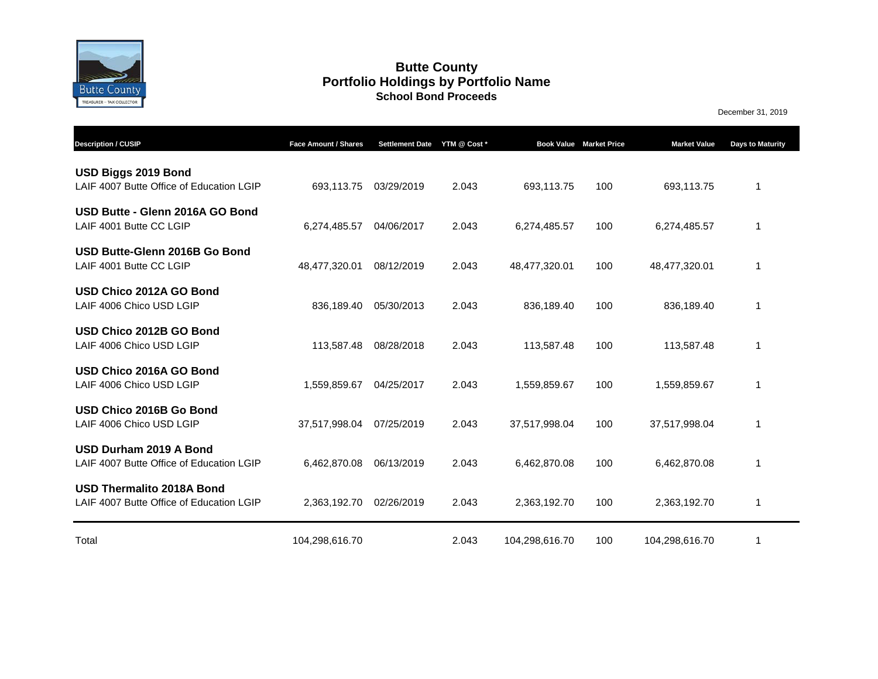# Butte County

## Portfolio Holdings by Portfolio Name

### School Bond Proceeds

December 31, 2019

| Description / CUSIP | Face Amount / Shares | Settlement Date | YTM @ Cost * | Book Value | Market Price | Market Value | Days to Maturity |
|---|---|---|---|---|---|---|---|
| **USD Biggs 2019 Bond** | | | | | | | |
| LAIF 4007 Butte Office of Education LGIP | 693,113.75 | 03/29/2019 | 2.043 | 693,113.75 | 100 | 693,113.75 | 1 |
| **USD Butte - Glenn 2016A GO Bond** | | | | | | | |
| LAIF 4001 Butte CC LGIP | 6,274,485.57 | 04/06/2017 | 2.043 | 6,274,485.57 | 100 | 6,274,485.57 | 1 |
| **USD Butte-Glenn 2016B Go Bond** | | | | | | | |
| LAIF 4001 Butte CC LGIP | 48,477,320.01 | 08/12/2019 | 2.043 | 48,477,320.01 | 100 | 48,477,320.01 | 1 |
| **USD Chico 2012A GO Bond** | | | | | | | |
| LAIF 4006 Chico USD LGIP | 836,189.40 | 05/30/2013 | 2.043 | 836,189.40 | 100 | 836,189.40 | 1 |
| **USD Chico 2012B GO Bond** | | | | | | | |
| LAIF 4006 Chico USD LGIP | 113,587.48 | 08/28/2018 | 2.043 | 113,587.48 | 100 | 113,587.48 | 1 |
| **USD Chico 2016A GO Bond** | | | | | | | |
| LAIF 4006 Chico USD LGIP | 1,559,859.67 | 04/25/2017 | 2.043 | 1,559,859.67 | 100 | 1,559,859.67 | 1 |
| **USD Chico 2016B Go Bond** | | | | | | | |
| LAIF 4006 Chico USD LGIP | 37,517,998.04 | 07/25/2019 | 2.043 | 37,517,998.04 | 100 | 37,517,998.04 | 1 |
| **USD Durham 2019 A Bond** | | | | | | | |
| LAIF 4007 Butte Office of Education LGIP | 6,462,870.08 | 06/13/2019 | 2.043 | 6,462,870.08 | 100 | 6,462,870.08 | 1 |
| **USD Thermalito 2018A Bond** | | | | | | | |
| LAIF 4007 Butte Office of Education LGIP | 2,363,192.70 | 02/26/2019 | 2.043 | 2,363,192.70 | 100 | 2,363,192.70 | 1 |
| Total | 104,298,616.70 | | 2.043 | 104,298,616.70 | 100 | 104,298,616.70 | 1 |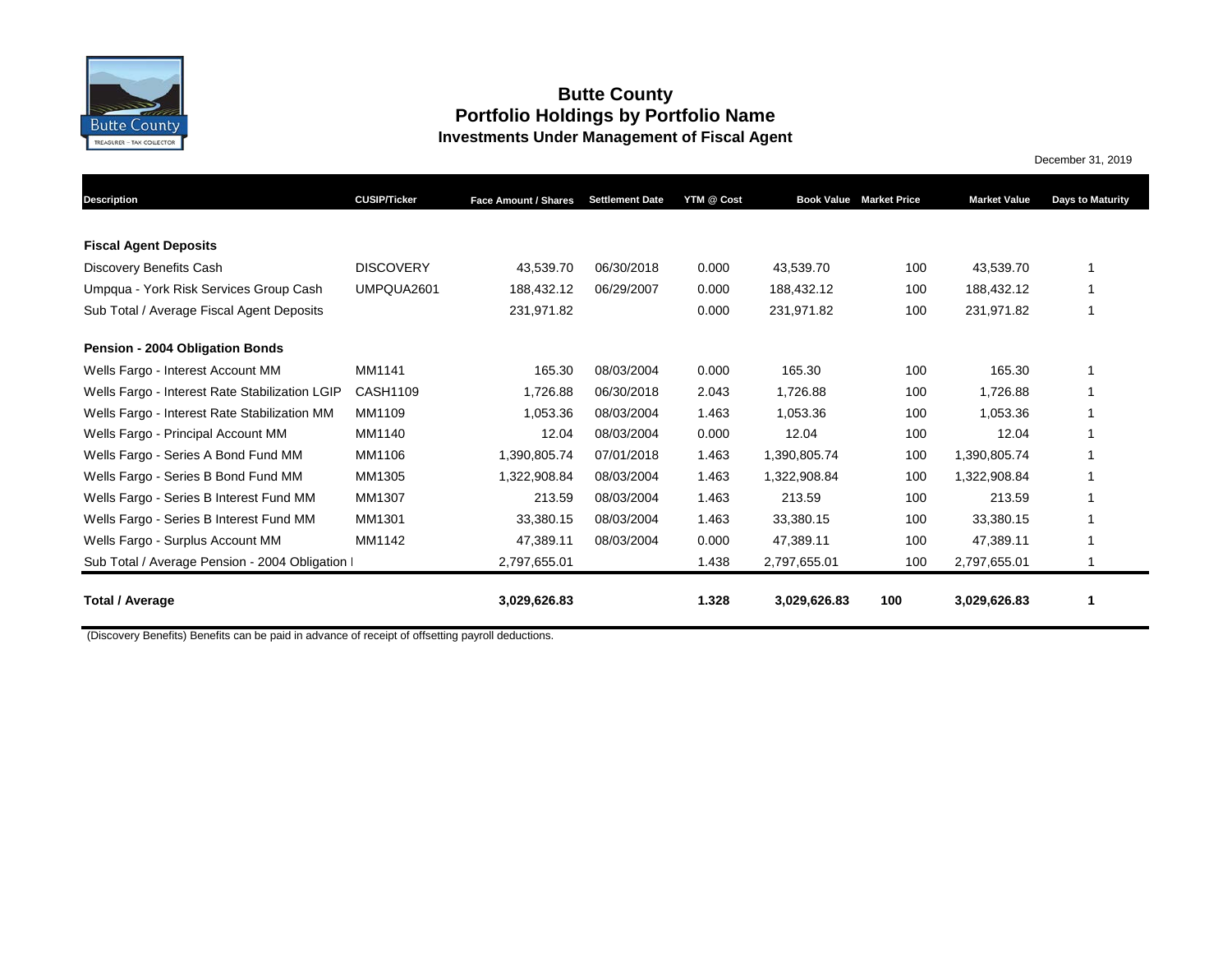# Butte County

## Portfolio Holdings by Portfolio Name

### Investments Under Management of Fiscal Agent

December 31, 2019

| Description | CUSIP/Ticker | Face Amount / Shares | Settlement Date | YTM @ Cost | Book Value | Market Price | Market Value | Days to Maturity |
|---|---|---|---|---|---|---|---|---|
| **Fiscal Agent Deposits** | | | | | | | | |
| Discovery Benefits Cash | DISCOVERY | 43,539.70 | 06/30/2018 | 0.000 | 43,539.70 | 100 | 43,539.70 | 1 |
| Umpqua - York Risk Services Group Cash | UMPQUA2601 | 188,432.12 | 06/29/2007 | 0.000 | 188,432.12 | 100 | 188,432.12 | 1 |
| Sub Total / Average Fiscal Agent Deposits | | 231,971.82 | | 0.000 | 231,971.82 | 100 | 231,971.82 | 1 |
| **Pension - 2004 Obligation Bonds** | | | | | | | | |
| Wells Fargo - Interest Account MM | MM1141 | 165.30 | 08/03/2004 | 0.000 | 165.30 | 100 | 165.30 | 1 |
| Wells Fargo - Interest Rate Stabilization LGIP | CASH1109 | 1,726.88 | 06/30/2018 | 2.043 | 1,726.88 | 100 | 1,726.88 | 1 |
| Wells Fargo - Interest Rate Stabilization MM | MM1109 | 1,053.36 | 08/03/2004 | 1.463 | 1,053.36 | 100 | 1,053.36 | 1 |
| Wells Fargo - Principal Account MM | MM1140 | 12.04 | 08/03/2004 | 0.000 | 12.04 | 100 | 12.04 | 1 |
| Wells Fargo - Series A Bond Fund MM | MM1106 | 1,390,805.74 | 07/01/2018 | 1.463 | 1,390,805.74 | 100 | 1,390,805.74 | 1 |
| Wells Fargo - Series B Bond Fund MM | MM1305 | 1,322,908.84 | 08/03/2004 | 1.463 | 1,322,908.84 | 100 | 1,322,908.84 | 1 |
| Wells Fargo - Series B Interest Fund MM | MM1307 | 213.59 | 08/03/2004 | 1.463 | 213.59 | 100 | 213.59 | 1 |
| Wells Fargo - Series B Interest Fund MM | MM1301 | 33,380.15 | 08/03/2004 | 1.463 | 33,380.15 | 100 | 33,380.15 | 1 |
| Wells Fargo - Surplus Account MM | MM1142 | 47,389.11 | 08/03/2004 | 0.000 | 47,389.11 | 100 | 47,389.11 | 1 |
| Sub Total / Average Pension - 2004 Obligation I | | 2,797,655.01 | | 1.438 | 2,797,655.01 | 100 | 2,797,655.01 | 1 |
| **Total / Average** | | **3,029,626.83** | | **1.328** | **3,029,626.83** | **100** | **3,029,626.83** | **1** |

(Discovery Benefits) Benefits can be paid in advance of receipt of offsetting payroll deductions.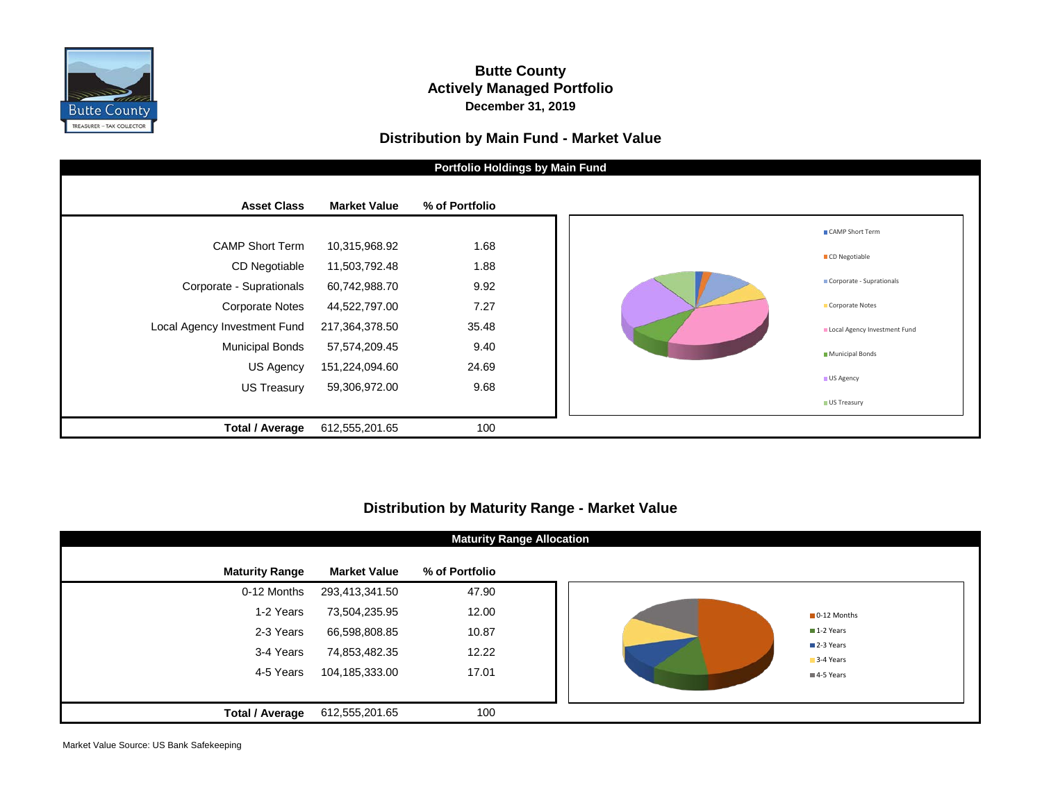# Butte County
## Actively Managed Portfolio
**December 31, 2019**

## Distribution by Main Fund - Market Value

**Portfolio Holdings by Main Fund**

| Asset Class | Market Value | % of Portfolio |
|---|---|---|
| CAMP Short Term | 10,315,968.92 | 1.68 |
| CD Negotiable | 11,503,792.48 | 1.88 |
| Corporate - Suprationals | 60,742,988.70 | 9.92 |
| Corporate Notes | 44,522,797.00 | 7.27 |
| Local Agency Investment Fund | 217,364,378.50 | 35.48 |
| Municipal Bonds | 57,574,209.45 | 9.40 |
| US Agency | 151,224,094.60 | 24.69 |
| US Treasury | 59,306,972.00 | 9.68 |
| **Total / Average** | 612,555,201.65 | 100 |

## Distribution by Maturity Range - Market Value

**Maturity Range Allocation**

| Maturity Range | Market Value | % of Portfolio |
|---|---|---|
| 0-12 Months | 293,413,341.50 | 47.90 |
| 1-2 Years | 73,504,235.95 | 12.00 |
| 2-3 Years | 66,598,808.85 | 10.87 |
| 3-4 Years | 74,853,482.35 | 12.22 |
| 4-5 Years | 104,185,333.00 | 17.01 |
| **Total / Average** | 612,555,201.65 | 100 |

Market Value Source: US Bank Safekeeping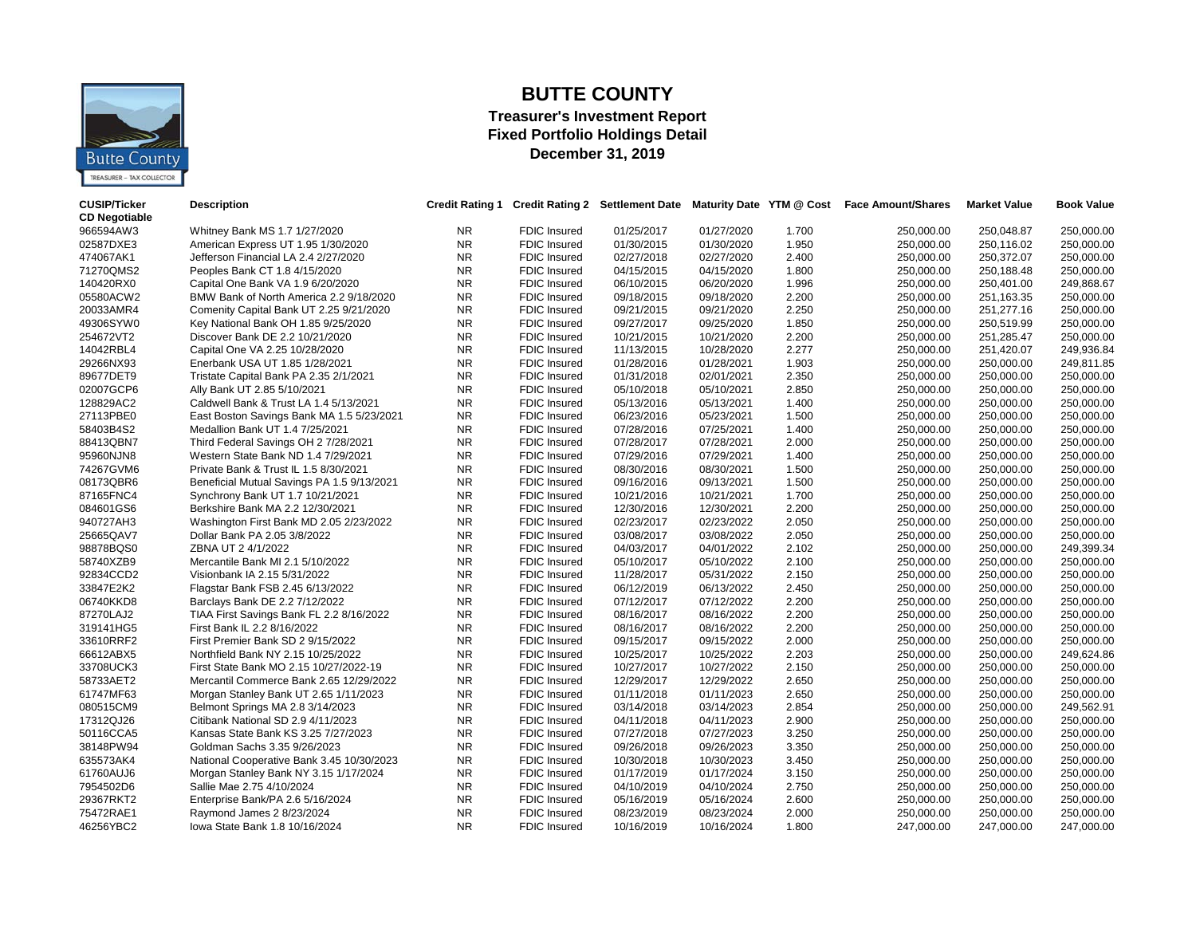# BUTTE COUNTY

## Treasurer's Investment Report

## Fixed Portfolio Holdings Detail

## December 31, 2019

| CUSIP/Ticker | Description | Credit Rating 1 | Credit Rating 2 | Settlement Date | Maturity Date | YTM @ Cost | Face Amount/Shares | Market Value | Book Value |
|---|---|---|---|---|---|---|---|---|---|
| **CD Negotiable** | | | | | | | | | |
| 966594AW3 | Whitney Bank MS 1.7 1/27/2020 | NR | FDIC Insured | 01/25/2017 | 01/27/2020 | 1.700 | 250,000.00 | 250,048.87 | 250,000.00 |
| 02587DXE3 | American Express UT 1.95 1/30/2020 | NR | FDIC Insured | 01/30/2015 | 01/30/2020 | 1.950 | 250,000.00 | 250,116.02 | 250,000.00 |
| 474067AK1 | Jefferson Financial LA 2.4 2/27/2020 | NR | FDIC Insured | 02/27/2018 | 02/27/2020 | 2.400 | 250,000.00 | 250,372.07 | 250,000.00 |
| 71270QMS2 | Peoples Bank CT 1.8 4/15/2020 | NR | FDIC Insured | 04/15/2015 | 04/15/2020 | 1.800 | 250,000.00 | 250,188.48 | 250,000.00 |
| 140420RX0 | Capital One Bank VA 1.9 6/20/2020 | NR | FDIC Insured | 06/10/2015 | 06/20/2020 | 1.996 | 250,000.00 | 250,401.00 | 249,868.67 |
| 05580ACW2 | BMW Bank of North America 2.2 9/18/2020 | NR | FDIC Insured | 09/18/2015 | 09/18/2020 | 2.200 | 250,000.00 | 251,163.35 | 250,000.00 |
| 20033AMR4 | Comenity Capital Bank UT 2.25 9/21/2020 | NR | FDIC Insured | 09/21/2015 | 09/21/2020 | 2.250 | 250,000.00 | 251,277.16 | 250,000.00 |
| 49306SYW0 | Key National Bank OH 1.85 9/25/2020 | NR | FDIC Insured | 09/27/2017 | 09/25/2020 | 1.850 | 250,000.00 | 250,519.99 | 250,000.00 |
| 254672VT2 | Discover Bank DE 2.2 10/21/2020 | NR | FDIC Insured | 10/21/2015 | 10/21/2020 | 2.200 | 250,000.00 | 251,285.47 | 250,000.00 |
| 14042RBL4 | Capital One VA 2.25 10/28/2020 | NR | FDIC Insured | 11/13/2015 | 10/28/2020 | 2.277 | 250,000.00 | 251,420.07 | 249,936.84 |
| 29266NX93 | Enerbank USA UT 1.85 1/28/2021 | NR | FDIC Insured | 01/28/2016 | 01/28/2021 | 1.903 | 250,000.00 | 250,000.00 | 249,811.85 |
| 89677DET9 | Tristate Capital Bank PA 2.35 2/1/2021 | NR | FDIC Insured | 01/31/2018 | 02/01/2021 | 2.350 | 250,000.00 | 250,000.00 | 250,000.00 |
| 02007GCP6 | Ally Bank UT 2.85 5/10/2021 | NR | FDIC Insured | 05/10/2018 | 05/10/2021 | 2.850 | 250,000.00 | 250,000.00 | 250,000.00 |
| 128829AC2 | Caldwell Bank & Trust LA 1.4 5/13/2021 | NR | FDIC Insured | 05/13/2016 | 05/13/2021 | 1.400 | 250,000.00 | 250,000.00 | 250,000.00 |
| 27113PBE0 | East Boston Savings Bank MA 1.5 5/23/2021 | NR | FDIC Insured | 06/23/2016 | 05/23/2021 | 1.500 | 250,000.00 | 250,000.00 | 250,000.00 |
| 58403B4S2 | Medallion Bank UT 1.4 7/25/2021 | NR | FDIC Insured | 07/28/2016 | 07/25/2021 | 1.400 | 250,000.00 | 250,000.00 | 250,000.00 |
| 88413QBN7 | Third Federal Savings OH 2 7/28/2021 | NR | FDIC Insured | 07/28/2017 | 07/28/2021 | 2.000 | 250,000.00 | 250,000.00 | 250,000.00 |
| 95960NJN8 | Western State Bank ND 1.4 7/29/2021 | NR | FDIC Insured | 07/29/2016 | 07/29/2021 | 1.400 | 250,000.00 | 250,000.00 | 250,000.00 |
| 74267GVM6 | Private Bank & Trust IL 1.5 8/30/2021 | NR | FDIC Insured | 08/30/2016 | 08/30/2021 | 1.500 | 250,000.00 | 250,000.00 | 250,000.00 |
| 08173QBR6 | Beneficial Mutual Savings PA 1.5 9/13/2021 | NR | FDIC Insured | 09/16/2016 | 09/13/2021 | 1.500 | 250,000.00 | 250,000.00 | 250,000.00 |
| 87165FNC4 | Synchrony Bank UT 1.7 10/21/2021 | NR | FDIC Insured | 10/21/2016 | 10/21/2021 | 1.700 | 250,000.00 | 250,000.00 | 250,000.00 |
| 084601GS6 | Berkshire Bank MA 2.2 12/30/2021 | NR | FDIC Insured | 12/30/2016 | 12/30/2021 | 2.200 | 250,000.00 | 250,000.00 | 250,000.00 |
| 940727AH3 | Washington First Bank MD 2.05 2/23/2022 | NR | FDIC Insured | 02/23/2017 | 02/23/2022 | 2.050 | 250,000.00 | 250,000.00 | 250,000.00 |
| 25665QAV7 | Dollar Bank PA 2.05 3/8/2022 | NR | FDIC Insured | 03/08/2017 | 03/08/2022 | 2.050 | 250,000.00 | 250,000.00 | 250,000.00 |
| 98878BQS0 | ZBNA UT 2 4/1/2022 | NR | FDIC Insured | 04/03/2017 | 04/01/2022 | 2.102 | 250,000.00 | 250,000.00 | 249,399.34 |
| 58740XZB9 | Mercantile Bank MI 2.1 5/10/2022 | NR | FDIC Insured | 05/10/2017 | 05/10/2022 | 2.100 | 250,000.00 | 250,000.00 | 250,000.00 |
| 92834CCD2 | Visionbank IA 2.15 5/31/2022 | NR | FDIC Insured | 11/28/2017 | 05/31/2022 | 2.150 | 250,000.00 | 250,000.00 | 250,000.00 |
| 33847E2K2 | Flagstar Bank FSB 2.45 6/13/2022 | NR | FDIC Insured | 06/12/2019 | 06/13/2022 | 2.450 | 250,000.00 | 250,000.00 | 250,000.00 |
| 06740KKD8 | Barclays Bank DE 2.2 7/12/2022 | NR | FDIC Insured | 07/12/2017 | 07/12/2022 | 2.200 | 250,000.00 | 250,000.00 | 250,000.00 |
| 87270LAJ2 | TIAA First Savings Bank FL 2.2 8/16/2022 | NR | FDIC Insured | 08/16/2017 | 08/16/2022 | 2.200 | 250,000.00 | 250,000.00 | 250,000.00 |
| 319141HG5 | First Bank IL 2.2 8/16/2022 | NR | FDIC Insured | 08/16/2017 | 08/16/2022 | 2.200 | 250,000.00 | 250,000.00 | 250,000.00 |
| 33610RRF2 | First Premier Bank SD 2 9/15/2022 | NR | FDIC Insured | 09/15/2017 | 09/15/2022 | 2.000 | 250,000.00 | 250,000.00 | 250,000.00 |
| 66612ABX5 | Northfield Bank NY 2.15 10/25/2022 | NR | FDIC Insured | 10/25/2017 | 10/25/2022 | 2.203 | 250,000.00 | 250,000.00 | 249,624.86 |
| 33708UCK3 | First State Bank MO 2.15 10/27/2022-19 | NR | FDIC Insured | 10/27/2017 | 10/27/2022 | 2.150 | 250,000.00 | 250,000.00 | 250,000.00 |
| 58733AET2 | Mercantil Commerce Bank 2.65 12/29/2022 | NR | FDIC Insured | 12/29/2017 | 12/29/2022 | 2.650 | 250,000.00 | 250,000.00 | 250,000.00 |
| 61747MF63 | Morgan Stanley Bank UT 2.65 1/11/2023 | NR | FDIC Insured | 01/11/2018 | 01/11/2023 | 2.650 | 250,000.00 | 250,000.00 | 250,000.00 |
| 080515CM9 | Belmont Springs MA 2.8 3/14/2023 | NR | FDIC Insured | 03/14/2018 | 03/14/2023 | 2.854 | 250,000.00 | 250,000.00 | 249,562.91 |
| 17312QJ26 | Citibank National SD 2.9 4/11/2023 | NR | FDIC Insured | 04/11/2018 | 04/11/2023 | 2.900 | 250,000.00 | 250,000.00 | 250,000.00 |
| 50116CCA5 | Kansas State Bank KS 3.25 7/27/2023 | NR | FDIC Insured | 07/27/2018 | 07/27/2023 | 3.250 | 250,000.00 | 250,000.00 | 250,000.00 |
| 38148PW94 | Goldman Sachs 3.35 9/26/2023 | NR | FDIC Insured | 09/26/2018 | 09/26/2023 | 3.350 | 250,000.00 | 250,000.00 | 250,000.00 |
| 635573AK4 | National Cooperative Bank 3.45 10/30/2023 | NR | FDIC Insured | 10/30/2018 | 10/30/2023 | 3.450 | 250,000.00 | 250,000.00 | 250,000.00 |
| 61760AUJ6 | Morgan Stanley Bank NY 3.15 1/17/2024 | NR | FDIC Insured | 01/17/2019 | 01/17/2024 | 3.150 | 250,000.00 | 250,000.00 | 250,000.00 |
| 7954502D6 | Sallie Mae 2.75 4/10/2024 | NR | FDIC Insured | 04/10/2019 | 04/10/2024 | 2.750 | 250,000.00 | 250,000.00 | 250,000.00 |
| 29367RKT2 | Enterprise Bank/PA 2.6 5/16/2024 | NR | FDIC Insured | 05/16/2019 | 05/16/2024 | 2.600 | 250,000.00 | 250,000.00 | 250,000.00 |
| 75472RAE1 | Raymond James 2 8/23/2024 | NR | FDIC Insured | 08/23/2019 | 08/23/2024 | 2.000 | 250,000.00 | 250,000.00 | 250,000.00 |
| 46256YBC2 | Iowa State Bank 1.8 10/16/2024 | NR | FDIC Insured | 10/16/2019 | 10/16/2024 | 1.800 | 247,000.00 | 247,000.00 | 247,000.00 |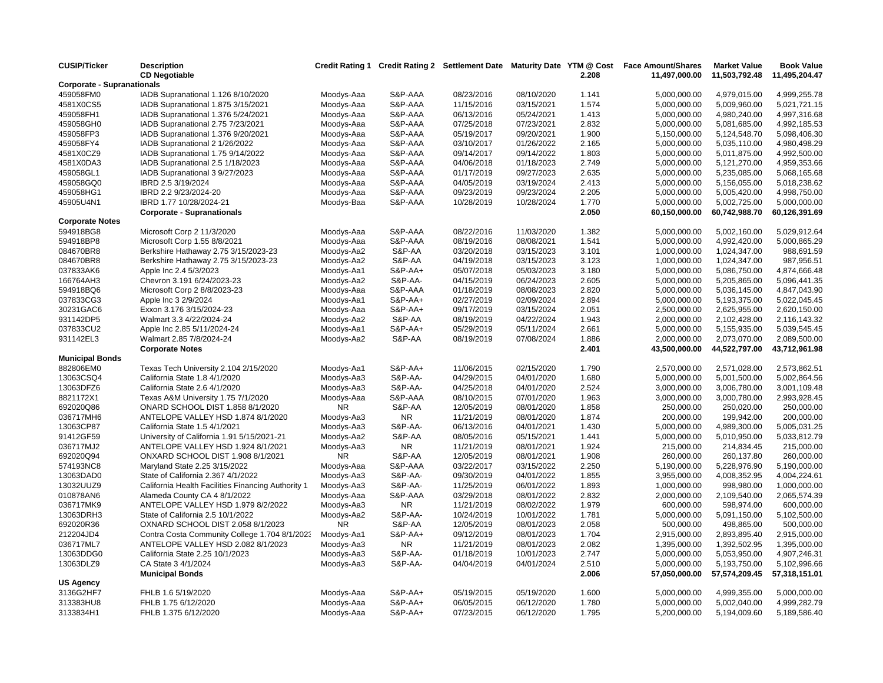| CUSIP/Ticker | Description | Credit Rating 1 | Credit Rating 2 | Settlement Date | Maturity Date | YTM @ Cost | Face Amount/Shares | Market Value | Book Value |
|---|---|---|---|---|---|---|---|---|---|
| | **CD Negotiable** | | | | | **2.208** | **11,497,000.00** | **11,503,792.48** | **11,495,204.47** |
| **Corporate - Supranationals** | | | | | | | | | |
| 459058FM0 | IADB Supranational 1.126 8/10/2020 | Moodys-Aaa | S&P-AAA | 08/23/2016 | 08/10/2020 | 1.141 | 5,000,000.00 | 4,979,015.00 | 4,999,255.78 |
| 4581X0CS5 | IADB Supranational 1.875 3/15/2021 | Moodys-Aaa | S&P-AAA | 11/15/2016 | 03/15/2021 | 1.574 | 5,000,000.00 | 5,009,960.00 | 5,021,721.15 |
| 459058FH1 | IADB Supranational 1.376 5/24/2021 | Moodys-Aaa | S&P-AAA | 06/13/2016 | 05/24/2021 | 1.413 | 5,000,000.00 | 4,980,240.00 | 4,997,316.68 |
| 459058GH0 | IADB Supranational 2.75 7/23/2021 | Moodys-Aaa | S&P-AAA | 07/25/2018 | 07/23/2021 | 2.832 | 5,000,000.00 | 5,081,685.00 | 4,992,185.53 |
| 459058FP3 | IADB Supranational 1.376 9/20/2021 | Moodys-Aaa | S&P-AAA | 05/19/2017 | 09/20/2021 | 1.900 | 5,150,000.00 | 5,124,548.70 | 5,098,406.30 |
| 459058FY4 | IADB Supranational 2 1/26/2022 | Moodys-Aaa | S&P-AAA | 03/10/2017 | 01/26/2022 | 2.165 | 5,000,000.00 | 5,035,110.00 | 4,980,498.29 |
| 4581X0CZ9 | IADB Supranational 1.75 9/14/2022 | Moodys-Aaa | S&P-AAA | 09/14/2017 | 09/14/2022 | 1.803 | 5,000,000.00 | 5,011,875.00 | 4,992,500.00 |
| 4581X0DA3 | IADB Supranational 2.5 1/18/2023 | Moodys-Aaa | S&P-AAA | 04/06/2018 | 01/18/2023 | 2.749 | 5,000,000.00 | 5,121,270.00 | 4,959,353.66 |
| 459058GL1 | IADB Supranational 3 9/27/2023 | Moodys-Aaa | S&P-AAA | 01/17/2019 | 09/27/2023 | 2.635 | 5,000,000.00 | 5,235,085.00 | 5,068,165.68 |
| 459058GQ0 | IBRD 2.5 3/19/2024 | Moodys-Aaa | S&P-AAA | 04/05/2019 | 03/19/2024 | 2.413 | 5,000,000.00 | 5,156,055.00 | 5,018,238.62 |
| 459058HG1 | IBRD 2.2 9/23/2024-20 | Moodys-Aaa | S&P-AAA | 09/23/2019 | 09/23/2024 | 2.205 | 5,000,000.00 | 5,005,420.00 | 4,998,750.00 |
| 45905U4N1 | IBRD 1.77 10/28/2024-21 | Moodys-Baa | S&P-AAA | 10/28/2019 | 10/28/2024 | 1.770 | 5,000,000.00 | 5,002,725.00 | 5,000,000.00 |
| | **Corporate - Supranationals** | | | | | **2.050** | **60,150,000.00** | **60,742,988.70** | **60,126,391.69** |
| **Corporate Notes** | | | | | | | | | |
| 594918BG8 | Microsoft Corp 2 11/3/2020 | Moodys-Aaa | S&P-AAA | 08/22/2016 | 11/03/2020 | 1.382 | 5,000,000.00 | 5,002,160.00 | 5,029,912.64 |
| 594918BP8 | Microsoft Corp 1.55 8/8/2021 | Moodys-Aaa | S&P-AAA | 08/19/2016 | 08/08/2021 | 1.541 | 5,000,000.00 | 4,992,420.00 | 5,000,865.29 |
| 084670BR8 | Berkshire Hathaway 2.75 3/15/2023-23 | Moodys-Aa2 | S&P-AA | 03/20/2018 | 03/15/2023 | 3.101 | 1,000,000.00 | 1,024,347.00 | 988,691.59 |
| 084670BR8 | Berkshire Hathaway 2.75 3/15/2023-23 | Moodys-Aa2 | S&P-AA | 04/19/2018 | 03/15/2023 | 3.123 | 1,000,000.00 | 1,024,347.00 | 987,956.51 |
| 037833AK6 | Apple Inc 2.4 5/3/2023 | Moodys-Aa1 | S&P-AA+ | 05/07/2018 | 05/03/2023 | 3.180 | 5,000,000.00 | 5,086,750.00 | 4,874,666.48 |
| 166764AH3 | Chevron 3.191 6/24/2023-23 | Moodys-Aa2 | S&P-AA- | 04/15/2019 | 06/24/2023 | 2.605 | 5,000,000.00 | 5,205,865.00 | 5,096,441.35 |
| 594918BQ6 | Microsoft Corp 2 8/8/2023-23 | Moodys-Aaa | S&P-AAA | 01/18/2019 | 08/08/2023 | 2.820 | 5,000,000.00 | 5,036,145.00 | 4,847,043.90 |
| 037833CG3 | Apple Inc 3 2/9/2024 | Moodys-Aa1 | S&P-AA+ | 02/27/2019 | 02/09/2024 | 2.894 | 5,000,000.00 | 5,193,375.00 | 5,022,045.45 |
| 30231GAC6 | Exxon 3.176 3/15/2024-23 | Moodys-Aaa | S&P-AA+ | 09/17/2019 | 03/15/2024 | 2.051 | 2,500,000.00 | 2,625,955.00 | 2,620,150.00 |
| 931142DP5 | Walmart 3.3 4/22/2024-24 | Moodys-Aa2 | S&P-AA | 08/19/2019 | 04/22/2024 | 1.943 | 2,000,000.00 | 2,102,428.00 | 2,116,143.32 |
| 037833CU2 | Apple Inc 2.85 5/11/2024-24 | Moodys-Aa1 | S&P-AA+ | 05/29/2019 | 05/11/2024 | 2.661 | 5,000,000.00 | 5,155,935.00 | 5,039,545.45 |
| 931142EL3 | Walmart 2.85 7/8/2024-24 | Moodys-Aa2 | S&P-AA | 08/19/2019 | 07/08/2024 | 1.886 | 2,000,000.00 | 2,073,070.00 | 2,089,500.00 |
| | **Corporate Notes** | | | | | **2.401** | **43,500,000.00** | **44,522,797.00** | **43,712,961.98** |
| **Municipal Bonds** | | | | | | | | | |
| 882806EM0 | Texas Tech University 2.104 2/15/2020 | Moodys-Aa1 | S&P-AA+ | 11/06/2015 | 02/15/2020 | 1.790 | 2,570,000.00 | 2,571,028.00 | 2,573,862.51 |
| 13063CSQ4 | California State 1.8 4/1/2020 | Moodys-Aa3 | S&P-AA- | 04/29/2015 | 04/01/2020 | 1.680 | 5,000,000.00 | 5,001,500.00 | 5,002,864.56 |
| 13063DFZ6 | California State 2.6 4/1/2020 | Moodys-Aa3 | S&P-AA- | 04/25/2018 | 04/01/2020 | 2.524 | 3,000,000.00 | 3,006,780.00 | 3,001,109.48 |
| 8821172X1 | Texas A&M University 1.75 7/1/2020 | Moodys-Aaa | S&P-AAA | 08/10/2015 | 07/01/2020 | 1.963 | 3,000,000.00 | 3,000,780.00 | 2,993,928.45 |
| 692020Q86 | ONARD SCHOOL DIST 1.858 8/1/2020 | NR | S&P-AA | 12/05/2019 | 08/01/2020 | 1.858 | 250,000.00 | 250,020.00 | 250,000.00 |
| 036717MH6 | ANTELOPE VALLEY HSD 1.874 8/1/2020 | Moodys-Aa3 | NR | 11/21/2019 | 08/01/2020 | 1.874 | 200,000.00 | 199,942.00 | 200,000.00 |
| 13063CP87 | California State 1.5 4/1/2021 | Moodys-Aa3 | S&P-AA- | 06/13/2016 | 04/01/2021 | 1.430 | 5,000,000.00 | 4,989,300.00 | 5,005,031.25 |
| 91412GF59 | University of California 1.91 5/15/2021-21 | Moodys-Aa2 | S&P-AA | 08/05/2016 | 05/15/2021 | 1.441 | 5,000,000.00 | 5,010,950.00 | 5,033,812.79 |
| 036717MJ2 | ANTELOPE VALLEY HSD 1.924 8/1/2021 | Moodys-Aa3 | NR | 11/21/2019 | 08/01/2021 | 1.924 | 215,000.00 | 214,834.45 | 215,000.00 |
| 692020Q94 | ONXARD SCHOOL DIST 1.908 8/1/2021 | NR | S&P-AA | 12/05/2019 | 08/01/2021 | 1.908 | 260,000.00 | 260,137.80 | 260,000.00 |
| 574193NC8 | Maryland State 2.25 3/15/2022 | Moodys-Aaa | S&P-AAA | 03/22/2017 | 03/15/2022 | 2.250 | 5,190,000.00 | 5,228,976.90 | 5,190,000.00 |
| 13063DAD0 | State of California 2.367 4/1/2022 | Moodys-Aa3 | S&P-AA- | 09/30/2019 | 04/01/2022 | 1.855 | 3,955,000.00 | 4,008,352.95 | 4,004,224.61 |
| 13032UUZ9 | California Health Facilities Financing Authority 1 | Moodys-Aa3 | S&P-AA- | 11/25/2019 | 06/01/2022 | 1.893 | 1,000,000.00 | 998,980.00 | 1,000,000.00 |
| 010878AN6 | Alameda County CA 4 8/1/2022 | Moodys-Aaa | S&P-AAA | 03/29/2018 | 08/01/2022 | 2.832 | 2,000,000.00 | 2,109,540.00 | 2,065,574.39 |
| 036717MK9 | ANTELOPE VALLEY HSD 1.979 8/2/2022 | Moodys-Aa3 | NR | 11/21/2019 | 08/02/2022 | 1.979 | 600,000.00 | 598,974.00 | 600,000.00 |
| 13063DRH3 | State of California 2.5 10/1/2022 | Moodys-Aa2 | S&P-AA- | 10/24/2019 | 10/01/2022 | 1.781 | 5,000,000.00 | 5,091,150.00 | 5,102,500.00 |
| 692020R36 | OXNARD SCHOOL DIST 2.058 8/1/2023 | NR | S&P-AA | 12/05/2019 | 08/01/2023 | 2.058 | 500,000.00 | 498,865.00 | 500,000.00 |
| 212204JD4 | Contra Costa Community College 1.704 8/1/2023 | Moodys-Aa1 | S&P-AA+ | 09/12/2019 | 08/01/2023 | 1.704 | 2,915,000.00 | 2,893,895.40 | 2,915,000.00 |
| 036717ML7 | ANTELOPE VALLEY HSD 2.082 8/1/2023 | Moodys-Aa3 | NR | 11/21/2019 | 08/01/2023 | 2.082 | 1,395,000.00 | 1,392,502.95 | 1,395,000.00 |
| 13063DDG0 | California State 2.25 10/1/2023 | Moodys-Aa3 | S&P-AA- | 01/18/2019 | 10/01/2023 | 2.747 | 5,000,000.00 | 5,053,950.00 | 4,907,246.31 |
| 13063DLZ9 | CA State 3 4/1/2024 | Moodys-Aa3 | S&P-AA- | 04/04/2019 | 04/01/2024 | 2.510 | 5,000,000.00 | 5,193,750.00 | 5,102,996.66 |
| | **Municipal Bonds** | | | | | **2.006** | **57,050,000.00** | **57,574,209.45** | **57,318,151.01** |
| **US Agency** | | | | | | | | | |
| 3136G2HF7 | FHLB 1.6 5/19/2020 | Moodys-Aaa | S&P-AA+ | 05/19/2015 | 05/19/2020 | 1.600 | 5,000,000.00 | 4,999,355.00 | 5,000,000.00 |
| 313383HU8 | FHLB 1.75 6/12/2020 | Moodys-Aaa | S&P-AA+ | 06/05/2015 | 06/12/2020 | 1.780 | 5,000,000.00 | 5,002,040.00 | 4,999,282.79 |
| 3133834H1 | FHLB 1.375 6/12/2020 | Moodys-Aaa | S&P-AA+ | 07/23/2015 | 06/12/2020 | 1.795 | 5,200,000.00 | 5,194,009.60 | 5,189,586.40 |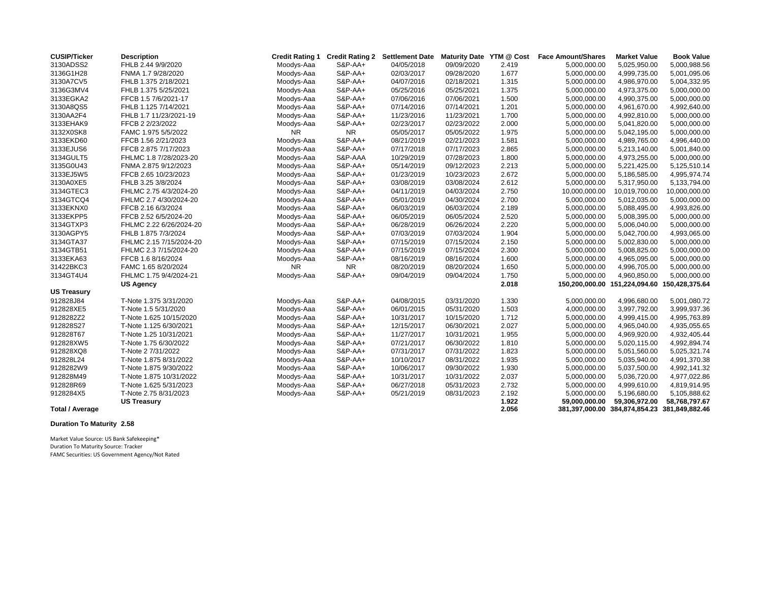| CUSIP/Ticker | Description | Credit Rating 1 | Credit Rating 2 | Settlement Date | Maturity Date | YTM @ Cost | Face Amount/Shares | Market Value | Book Value |
|---|---|---|---|---|---|---|---|---|---|
| 3130ADSS2 | FHLB 2.44 9/9/2020 | Moodys-Aaa | S&P-AA+ | 04/05/2018 | 09/09/2020 | 2.419 | 5,000,000.00 | 5,025,950.00 | 5,000,988.56 |
| 3136G1H28 | FNMA 1.7 9/28/2020 | Moodys-Aaa | S&P-AA+ | 02/03/2017 | 09/28/2020 | 1.677 | 5,000,000.00 | 4,999,735.00 | 5,001,095.06 |
| 3130A7CV5 | FHLB 1.375 2/18/2021 | Moodys-Aaa | S&P-AA+ | 04/07/2016 | 02/18/2021 | 1.315 | 5,000,000.00 | 4,986,970.00 | 5,004,332.95 |
| 3136G3MV4 | FHLB 1.375 5/25/2021 | Moodys-Aaa | S&P-AA+ | 05/25/2016 | 05/25/2021 | 1.375 | 5,000,000.00 | 4,973,375.00 | 5,000,000.00 |
| 3133EGKA2 | FFCB 1.5 7/6/2021-17 | Moodys-Aaa | S&P-AA+ | 07/06/2016 | 07/06/2021 | 1.500 | 5,000,000.00 | 4,990,375.00 | 5,000,000.00 |
| 3130A8QS5 | FHLB 1.125 7/14/2021 | Moodys-Aaa | S&P-AA+ | 07/14/2016 | 07/14/2021 | 1.201 | 5,000,000.00 | 4,961,670.00 | 4,992,640.00 |
| 3130AA2F4 | FHLB 1.7 11/23/2021-19 | Moodys-Aaa | S&P-AA+ | 11/23/2016 | 11/23/2021 | 1.700 | 5,000,000.00 | 4,992,810.00 | 5,000,000.00 |
| 3133EHAK9 | FFCB 2 2/23/2022 | Moodys-Aaa | S&P-AA+ | 02/23/2017 | 02/23/2022 | 2.000 | 5,000,000.00 | 5,041,820.00 | 5,000,000.00 |
| 3132X0SK8 | FAMC 1.975 5/5/2022 | NR | NR | 05/05/2017 | 05/05/2022 | 1.975 | 5,000,000.00 | 5,042,195.00 | 5,000,000.00 |
| 3133EKD60 | FFCB 1.56 2/21/2023 | Moodys-Aaa | S&P-AA+ | 08/21/2019 | 02/21/2023 | 1.581 | 5,000,000.00 | 4,989,765.00 | 4,996,440.00 |
| 3133EJUS6 | FFCB 2.875 7/17/2023 | Moodys-Aaa | S&P-AA+ | 07/17/2018 | 07/17/2023 | 2.865 | 5,000,000.00 | 5,213,140.00 | 5,001,840.00 |
| 3134GULT5 | FHLMC 1.8 7/28/2023-20 | Moodys-Aaa | S&P-AAA | 10/29/2019 | 07/28/2023 | 1.800 | 5,000,000.00 | 4,973,255.00 | 5,000,000.00 |
| 3135G0U43 | FNMA 2.875 9/12/2023 | Moodys-Aaa | S&P-AA+ | 05/14/2019 | 09/12/2023 | 2.213 | 5,000,000.00 | 5,221,425.00 | 5,125,510.14 |
| 3133EJ5W5 | FFCB 2.65 10/23/2023 | Moodys-Aaa | S&P-AA+ | 01/23/2019 | 10/23/2023 | 2.672 | 5,000,000.00 | 5,186,585.00 | 4,995,974.74 |
| 3130A0XE5 | FHLB 3.25 3/8/2024 | Moodys-Aaa | S&P-AA+ | 03/08/2019 | 03/08/2024 | 2.612 | 5,000,000.00 | 5,317,950.00 | 5,133,794.00 |
| 3134GTEC3 | FHLMC 2.75 4/3/2024-20 | Moodys-Aaa | S&P-AA+ | 04/11/2019 | 04/03/2024 | 2.750 | 10,000,000.00 | 10,019,700.00 | 10,000,000.00 |
| 3134GTCQ4 | FHLMC 2.7 4/30/2024-20 | Moodys-Aaa | S&P-AA+ | 05/01/2019 | 04/30/2024 | 2.700 | 5,000,000.00 | 5,012,035.00 | 5,000,000.00 |
| 3133EKNX0 | FFCB 2.16 6/3/2024 | Moodys-Aaa | S&P-AA+ | 06/03/2019 | 06/03/2024 | 2.189 | 5,000,000.00 | 5,088,495.00 | 4,993,826.00 |
| 3133EKPP5 | FFCB 2.52 6/5/2024-20 | Moodys-Aaa | S&P-AA+ | 06/05/2019 | 06/05/2024 | 2.520 | 5,000,000.00 | 5,008,395.00 | 5,000,000.00 |
| 3134GTXP3 | FHLMC 2.22 6/26/2024-20 | Moodys-Aaa | S&P-AA+ | 06/28/2019 | 06/26/2024 | 2.220 | 5,000,000.00 | 5,006,040.00 | 5,000,000.00 |
| 3130AGPY5 | FHLB 1.875 7/3/2024 | Moodys-Aaa | S&P-AA+ | 07/03/2019 | 07/03/2024 | 1.904 | 5,000,000.00 | 5,042,700.00 | 4,993,065.00 |
| 3134GTA37 | FHLMC 2.15 7/15/2024-20 | Moodys-Aaa | S&P-AA+ | 07/15/2019 | 07/15/2024 | 2.150 | 5,000,000.00 | 5,002,830.00 | 5,000,000.00 |
| 3134GTB51 | FHLMC 2.3 7/15/2024-20 | Moodys-Aaa | S&P-AA+ | 07/15/2019 | 07/15/2024 | 2.300 | 5,000,000.00 | 5,008,825.00 | 5,000,000.00 |
| 3133EKA63 | FFCB 1.6 8/16/2024 | Moodys-Aaa | S&P-AA+ | 08/16/2019 | 08/16/2024 | 1.600 | 5,000,000.00 | 4,965,095.00 | 5,000,000.00 |
| 31422BKC3 | FAMC 1.65 8/20/2024 | NR | NR | 08/20/2019 | 08/20/2024 | 1.650 | 5,000,000.00 | 4,996,705.00 | 5,000,000.00 |
| 3134GT4U4 | FHLMC 1.75 9/4/2024-21 | Moodys-Aaa | S&P-AA+ | 09/04/2019 | 09/04/2024 | 1.750 | 5,000,000.00 | 4,960,850.00 | 5,000,000.00 |
| | **US Agency** | | | | | **2.018** | **150,200,000.00** | **151,224,094.60** | **150,428,375.64** |
| **US Treasury** | | | | | | | | | |
| 912828J84 | T-Note 1.375 3/31/2020 | Moodys-Aaa | S&P-AA+ | 04/08/2015 | 03/31/2020 | 1.330 | 5,000,000.00 | 4,996,680.00 | 5,001,080.72 |
| 912828XE5 | T-Note 1.5 5/31/2020 | Moodys-Aaa | S&P-AA+ | 06/01/2015 | 05/31/2020 | 1.503 | 4,000,000.00 | 3,997,792.00 | 3,999,937.36 |
| 9128282Z2 | T-Note 1.625 10/15/2020 | Moodys-Aaa | S&P-AA+ | 10/31/2017 | 10/15/2020 | 1.712 | 5,000,000.00 | 4,999,415.00 | 4,995,763.89 |
| 912828S27 | T-Note 1.125 6/30/2021 | Moodys-Aaa | S&P-AA+ | 12/15/2017 | 06/30/2021 | 2.027 | 5,000,000.00 | 4,965,040.00 | 4,935,055.65 |
| 912828T67 | T-Note 1.25 10/31/2021 | Moodys-Aaa | S&P-AA+ | 11/27/2017 | 10/31/2021 | 1.955 | 5,000,000.00 | 4,969,920.00 | 4,932,405.44 |
| 912828XW5 | T-Note 1.75 6/30/2022 | Moodys-Aaa | S&P-AA+ | 07/21/2017 | 06/30/2022 | 1.810 | 5,000,000.00 | 5,020,115.00 | 4,992,894.74 |
| 912828XQ8 | T-Note 2 7/31/2022 | Moodys-Aaa | S&P-AA+ | 07/31/2017 | 07/31/2022 | 1.823 | 5,000,000.00 | 5,051,560.00 | 5,025,321.74 |
| 912828L24 | T-Note 1.875 8/31/2022 | Moodys-Aaa | S&P-AA+ | 10/10/2017 | 08/31/2022 | 1.935 | 5,000,000.00 | 5,035,940.00 | 4,991,370.38 |
| 9128282W9 | T-Note 1.875 9/30/2022 | Moodys-Aaa | S&P-AA+ | 10/06/2017 | 09/30/2022 | 1.930 | 5,000,000.00 | 5,037,500.00 | 4,992,141.32 |
| 912828M49 | T-Note 1.875 10/31/2022 | Moodys-Aaa | S&P-AA+ | 10/31/2017 | 10/31/2022 | 2.037 | 5,000,000.00 | 5,036,720.00 | 4,977,022.86 |
| 912828R69 | T-Note 1.625 5/31/2023 | Moodys-Aaa | S&P-AA+ | 06/27/2018 | 05/31/2023 | 2.732 | 5,000,000.00 | 4,999,610.00 | 4,819,914.95 |
| 9128284X5 | T-Note 2.75 8/31/2023 | Moodys-Aaa | S&P-AA+ | 05/21/2019 | 08/31/2023 | 2.192 | 5,000,000.00 | 5,196,680.00 | 5,105,888.62 |
| | **US Treasury** | | | | | **1.922** | **59,000,000.00** | **59,306,972.00** | **58,768,797.67** |
| **Total / Average** | | | | | | **2.056** | **381,397,000.00** | **384,874,854.23** | **381,849,882.46** |

**Duration To Maturity 2.58**

Market Value Source: US Bank Safekeeping*
Duration To Maturity Source: Tracker
FAMC Securities: US Government Agency/Not Rated